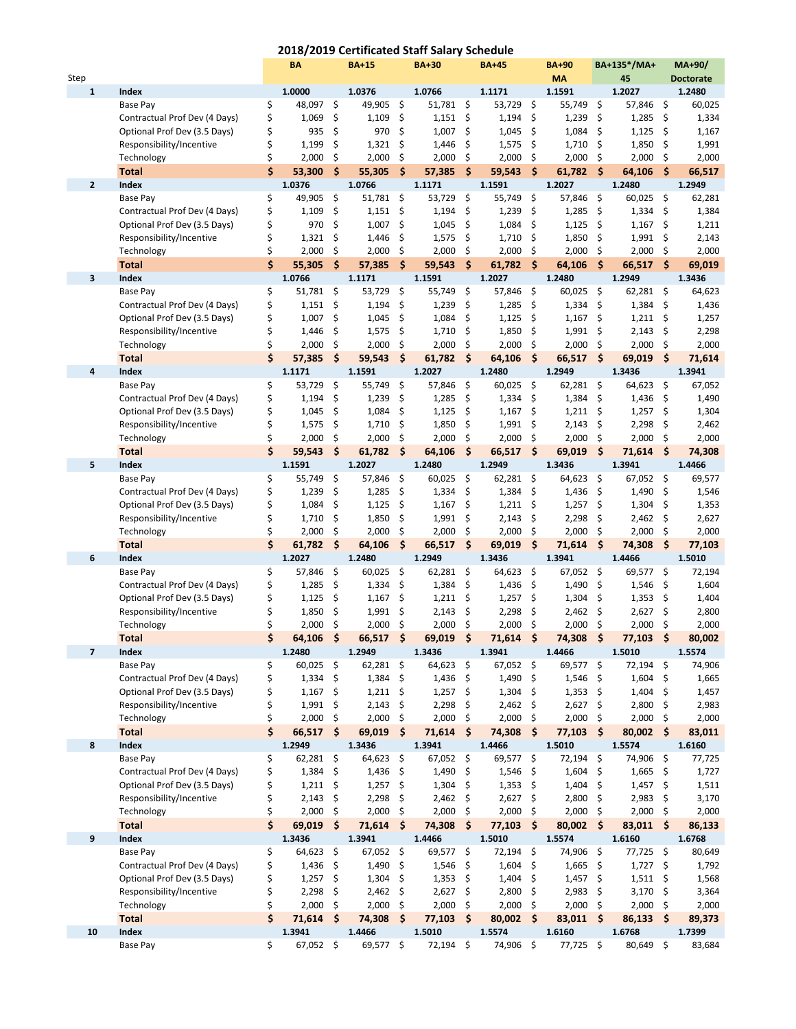# 2018/2019 Certificated Staff Salary Schedule

| Step | | BA | BA+15 | BA+30 | BA+45 | BA+90 MA | BA+135*/MA+45 | MA+90/ Doctorate |
|---|---|---|---|---|---|---|---|---|
| 1 | **Index** | **1.0000** | **1.0376** | **1.0766** | **1.1171** | **1.1591** | **1.2027** | **1.2480** |
| | Base Pay | $ 48,097 | $ 49,905 | $ 51,781 | $ 53,729 | $ 55,749 | $ 57,846 | $ 60,025 |
| | Contractual Prof Dev (4 Days) | $ 1,069 | $ 1,109 | $ 1,151 | $ 1,194 | $ 1,239 | $ 1,285 | $ 1,334 |
| | Optional Prof Dev (3.5 Days) | $ 935 | $ 970 | $ 1,007 | $ 1,045 | $ 1,084 | $ 1,125 | $ 1,167 |
| | Responsibility/Incentive | $ 1,199 | $ 1,321 | $ 1,446 | $ 1,575 | $ 1,710 | $ 1,850 | $ 1,991 |
| | Technology | $ 2,000 | $ 2,000 | $ 2,000 | $ 2,000 | $ 2,000 | $ 2,000 | $ 2,000 |
| | **Total** | **$ 53,300** | **$ 55,305** | **$ 57,385** | **$ 59,543** | **$ 61,782** | **$ 64,106** | **$ 66,517** |
| 2 | **Index** | **1.0376** | **1.0766** | **1.1171** | **1.1591** | **1.2027** | **1.2480** | **1.2949** |
| | Base Pay | $ 49,905 | $ 51,781 | $ 53,729 | $ 55,749 | $ 57,846 | $ 60,025 | $ 62,281 |
| | Contractual Prof Dev (4 Days) | $ 1,109 | $ 1,151 | $ 1,194 | $ 1,239 | $ 1,285 | $ 1,334 | $ 1,384 |
| | Optional Prof Dev (3.5 Days) | $ 970 | $ 1,007 | $ 1,045 | $ 1,084 | $ 1,125 | $ 1,167 | $ 1,211 |
| | Responsibility/Incentive | $ 1,321 | $ 1,446 | $ 1,575 | $ 1,710 | $ 1,850 | $ 1,991 | $ 2,143 |
| | Technology | $ 2,000 | $ 2,000 | $ 2,000 | $ 2,000 | $ 2,000 | $ 2,000 | $ 2,000 |
| | **Total** | **$ 55,305** | **$ 57,385** | **$ 59,543** | **$ 61,782** | **$ 64,106** | **$ 66,517** | **$ 69,019** |
| 3 | **Index** | **1.0766** | **1.1171** | **1.1591** | **1.2027** | **1.2480** | **1.2949** | **1.3436** |
| | Base Pay | $ 51,781 | $ 53,729 | $ 55,749 | $ 57,846 | $ 60,025 | $ 62,281 | $ 64,623 |
| | Contractual Prof Dev (4 Days) | $ 1,151 | $ 1,194 | $ 1,239 | $ 1,285 | $ 1,334 | $ 1,384 | $ 1,436 |
| | Optional Prof Dev (3.5 Days) | $ 1,007 | $ 1,045 | $ 1,084 | $ 1,125 | $ 1,167 | $ 1,211 | $ 1,257 |
| | Responsibility/Incentive | $ 1,446 | $ 1,575 | $ 1,710 | $ 1,850 | $ 1,991 | $ 2,143 | $ 2,298 |
| | Technology | $ 2,000 | $ 2,000 | $ 2,000 | $ 2,000 | $ 2,000 | $ 2,000 | $ 2,000 |
| | **Total** | **$ 57,385** | **$ 59,543** | **$ 61,782** | **$ 64,106** | **$ 66,517** | **$ 69,019** | **$ 71,614** |
| 4 | **Index** | **1.1171** | **1.1591** | **1.2027** | **1.2480** | **1.2949** | **1.3436** | **1.3941** |
| | Base Pay | $ 53,729 | $ 55,749 | $ 57,846 | $ 60,025 | $ 62,281 | $ 64,623 | $ 67,052 |
| | Contractual Prof Dev (4 Days) | $ 1,194 | $ 1,239 | $ 1,285 | $ 1,334 | $ 1,384 | $ 1,436 | $ 1,490 |
| | Optional Prof Dev (3.5 Days) | $ 1,045 | $ 1,084 | $ 1,125 | $ 1,167 | $ 1,211 | $ 1,257 | $ 1,304 |
| | Responsibility/Incentive | $ 1,575 | $ 1,710 | $ 1,850 | $ 1,991 | $ 2,143 | $ 2,298 | $ 2,462 |
| | Technology | $ 2,000 | $ 2,000 | $ 2,000 | $ 2,000 | $ 2,000 | $ 2,000 | $ 2,000 |
| | **Total** | **$ 59,543** | **$ 61,782** | **$ 64,106** | **$ 66,517** | **$ 69,019** | **$ 71,614** | **$ 74,308** |
| 5 | **Index** | **1.1591** | **1.2027** | **1.2480** | **1.2949** | **1.3436** | **1.3941** | **1.4466** |
| | Base Pay | $ 55,749 | $ 57,846 | $ 60,025 | $ 62,281 | $ 64,623 | $ 67,052 | $ 69,577 |
| | Contractual Prof Dev (4 Days) | $ 1,239 | $ 1,285 | $ 1,334 | $ 1,384 | $ 1,436 | $ 1,490 | $ 1,546 |
| | Optional Prof Dev (3.5 Days) | $ 1,084 | $ 1,125 | $ 1,167 | $ 1,211 | $ 1,257 | $ 1,304 | $ 1,353 |
| | Responsibility/Incentive | $ 1,710 | $ 1,850 | $ 1,991 | $ 2,143 | $ 2,298 | $ 2,462 | $ 2,627 |
| | Technology | $ 2,000 | $ 2,000 | $ 2,000 | $ 2,000 | $ 2,000 | $ 2,000 | $ 2,000 |
| | **Total** | **$ 61,782** | **$ 64,106** | **$ 66,517** | **$ 69,019** | **$ 71,614** | **$ 74,308** | **$ 77,103** |
| 6 | **Index** | **1.2027** | **1.2480** | **1.2949** | **1.3436** | **1.3941** | **1.4466** | **1.5010** |
| | Base Pay | $ 57,846 | $ 60,025 | $ 62,281 | $ 64,623 | $ 67,052 | $ 69,577 | $ 72,194 |
| | Contractual Prof Dev (4 Days) | $ 1,285 | $ 1,334 | $ 1,384 | $ 1,436 | $ 1,490 | $ 1,546 | $ 1,604 |
| | Optional Prof Dev (3.5 Days) | $ 1,125 | $ 1,167 | $ 1,211 | $ 1,257 | $ 1,304 | $ 1,353 | $ 1,404 |
| | Responsibility/Incentive | $ 1,850 | $ 1,991 | $ 2,143 | $ 2,298 | $ 2,462 | $ 2,627 | $ 2,800 |
| | Technology | $ 2,000 | $ 2,000 | $ 2,000 | $ 2,000 | $ 2,000 | $ 2,000 | $ 2,000 |
| | **Total** | **$ 64,106** | **$ 66,517** | **$ 69,019** | **$ 71,614** | **$ 74,308** | **$ 77,103** | **$ 80,002** |
| 7 | **Index** | **1.2480** | **1.2949** | **1.3436** | **1.3941** | **1.4466** | **1.5010** | **1.5574** |
| | Base Pay | $ 60,025 | $ 62,281 | $ 64,623 | $ 67,052 | $ 69,577 | $ 72,194 | $ 74,906 |
| | Contractual Prof Dev (4 Days) | $ 1,334 | $ 1,384 | $ 1,436 | $ 1,490 | $ 1,546 | $ 1,604 | $ 1,665 |
| | Optional Prof Dev (3.5 Days) | $ 1,167 | $ 1,211 | $ 1,257 | $ 1,304 | $ 1,353 | $ 1,404 | $ 1,457 |
| | Responsibility/Incentive | $ 1,991 | $ 2,143 | $ 2,298 | $ 2,462 | $ 2,627 | $ 2,800 | $ 2,983 |
| | Technology | $ 2,000 | $ 2,000 | $ 2,000 | $ 2,000 | $ 2,000 | $ 2,000 | $ 2,000 |
| | **Total** | **$ 66,517** | **$ 69,019** | **$ 71,614** | **$ 74,308** | **$ 77,103** | **$ 80,002** | **$ 83,011** |
| 8 | **Index** | **1.2949** | **1.3436** | **1.3941** | **1.4466** | **1.5010** | **1.5574** | **1.6160** |
| | Base Pay | $ 62,281 | $ 64,623 | $ 67,052 | $ 69,577 | $ 72,194 | $ 74,906 | $ 77,725 |
| | Contractual Prof Dev (4 Days) | $ 1,384 | $ 1,436 | $ 1,490 | $ 1,546 | $ 1,604 | $ 1,665 | $ 1,727 |
| | Optional Prof Dev (3.5 Days) | $ 1,211 | $ 1,257 | $ 1,304 | $ 1,353 | $ 1,404 | $ 1,457 | $ 1,511 |
| | Responsibility/Incentive | $ 2,143 | $ 2,298 | $ 2,462 | $ 2,627 | $ 2,800 | $ 2,983 | $ 3,170 |
| | Technology | $ 2,000 | $ 2,000 | $ 2,000 | $ 2,000 | $ 2,000 | $ 2,000 | $ 2,000 |
| | **Total** | **$ 69,019** | **$ 71,614** | **$ 74,308** | **$ 77,103** | **$ 80,002** | **$ 83,011** | **$ 86,133** |
| 9 | **Index** | **1.3436** | **1.3941** | **1.4466** | **1.5010** | **1.5574** | **1.6160** | **1.6768** |
| | Base Pay | $ 64,623 | $ 67,052 | $ 69,577 | $ 72,194 | $ 74,906 | $ 77,725 | $ 80,649 |
| | Contractual Prof Dev (4 Days) | $ 1,436 | $ 1,490 | $ 1,546 | $ 1,604 | $ 1,665 | $ 1,727 | $ 1,792 |
| | Optional Prof Dev (3.5 Days) | $ 1,257 | $ 1,304 | $ 1,353 | $ 1,404 | $ 1,457 | $ 1,511 | $ 1,568 |
| | Responsibility/Incentive | $ 2,298 | $ 2,462 | $ 2,627 | $ 2,800 | $ 2,983 | $ 3,170 | $ 3,364 |
| | Technology | $ 2,000 | $ 2,000 | $ 2,000 | $ 2,000 | $ 2,000 | $ 2,000 | $ 2,000 |
| | **Total** | **$ 71,614** | **$ 74,308** | **$ 77,103** | **$ 80,002** | **$ 83,011** | **$ 86,133** | **$ 89,373** |
| 10 | **Index** | **1.3941** | **1.4466** | **1.5010** | **1.5574** | **1.6160** | **1.6768** | **1.7399** |
| | Base Pay | $ 67,052 | $ 69,577 | $ 72,194 | $ 74,906 | $ 77,725 | $ 80,649 | $ 83,684 |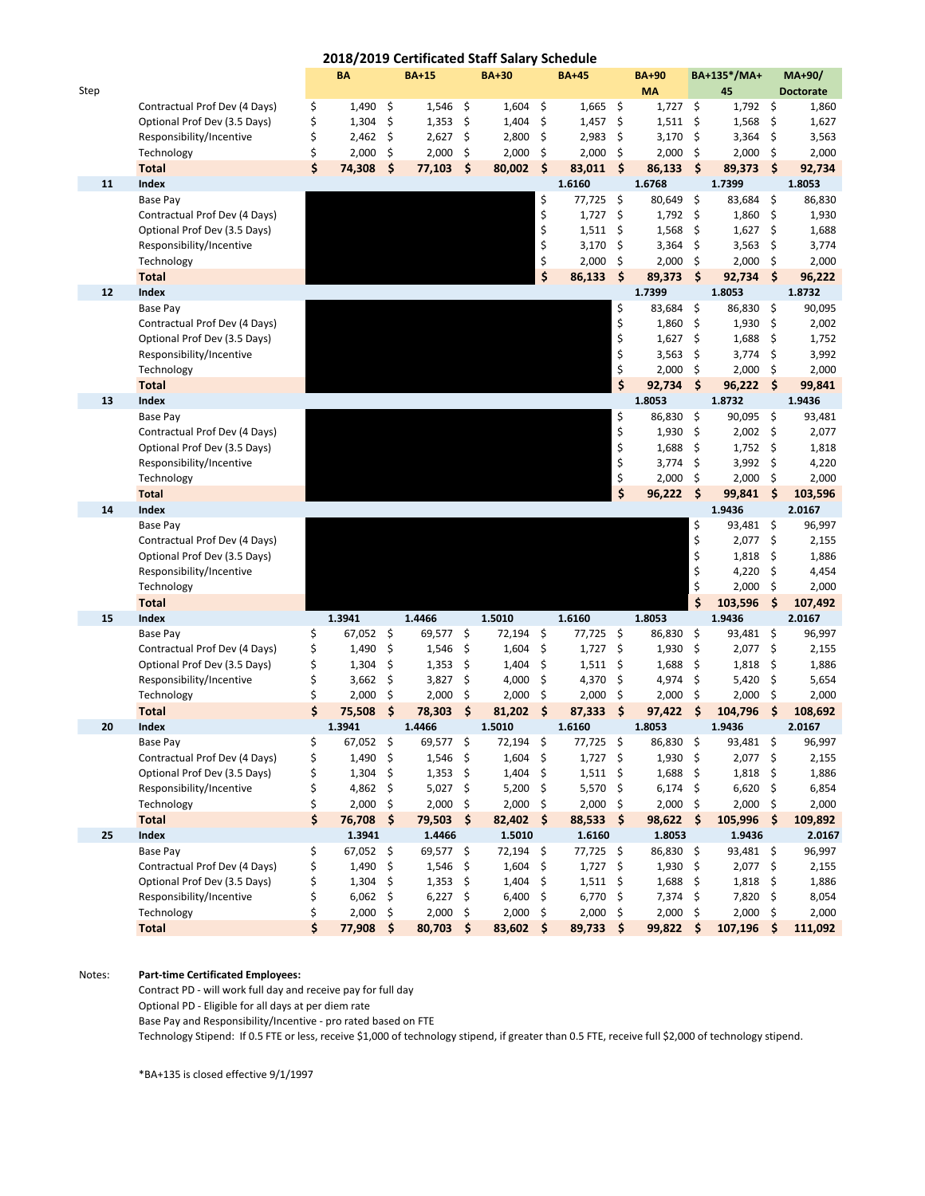## 2018/2019 Certificated Staff Salary Schedule

| Step | | BA | BA+15 | BA+30 | BA+45 | BA+90 MA | BA+135*/MA+ 45 | MA+90/ Doctorate |
|---|---|---|---|---|---|---|---|---|
| | Contractual Prof Dev (4 Days) | $ 1,490 | $ 1,546 | $ 1,604 | $ 1,665 | $ 1,727 | $ 1,792 | $ 1,860 |
| | Optional Prof Dev (3.5 Days) | $ 1,304 | $ 1,353 | $ 1,404 | $ 1,457 | $ 1,511 | $ 1,568 | $ 1,627 |
| | Responsibility/Incentive | $ 2,462 | $ 2,627 | $ 2,800 | $ 2,983 | $ 3,170 | $ 3,364 | $ 3,563 |
| | Technology | $ 2,000 | $ 2,000 | $ 2,000 | $ 2,000 | $ 2,000 | $ 2,000 | $ 2,000 |
| | **Total** | **$ 74,308** | **$ 77,103** | **$ 80,002** | **$ 83,011** | **$ 86,133** | **$ 89,373** | **$ 92,734** |
| **11** | **Index** | | | | **1.6160** | **1.6768** | **1.7399** | **1.8053** |
| | Base Pay | | | | $ 77,725 | $ 80,649 | $ 83,684 | $ 86,830 |
| | Contractual Prof Dev (4 Days) | | | | $ 1,727 | $ 1,792 | $ 1,860 | $ 1,930 |
| | Optional Prof Dev (3.5 Days) | | | | $ 1,511 | $ 1,568 | $ 1,627 | $ 1,688 |
| | Responsibility/Incentive | | | | $ 3,170 | $ 3,364 | $ 3,563 | $ 3,774 |
| | Technology | | | | $ 2,000 | $ 2,000 | $ 2,000 | $ 2,000 |
| | **Total** | | | | **$ 86,133** | **$ 89,373** | **$ 92,734** | **$ 96,222** |
| **12** | **Index** | | | | | **1.7399** | **1.8053** | **1.8732** |
| | Base Pay | | | | | $ 83,684 | $ 86,830 | $ 90,095 |
| | Contractual Prof Dev (4 Days) | | | | | $ 1,860 | $ 1,930 | $ 2,002 |
| | Optional Prof Dev (3.5 Days) | | | | | $ 1,627 | $ 1,688 | $ 1,752 |
| | Responsibility/Incentive | | | | | $ 3,563 | $ 3,774 | $ 3,992 |
| | Technology | | | | | $ 2,000 | $ 2,000 | $ 2,000 |
| | **Total** | | | | | **$ 92,734** | **$ 96,222** | **$ 99,841** |
| **13** | **Index** | | | | | **1.8053** | **1.8732** | **1.9436** |
| | Base Pay | | | | | $ 86,830 | $ 90,095 | $ 93,481 |
| | Contractual Prof Dev (4 Days) | | | | | $ 1,930 | $ 2,002 | $ 2,077 |
| | Optional Prof Dev (3.5 Days) | | | | | $ 1,688 | $ 1,752 | $ 1,818 |
| | Responsibility/Incentive | | | | | $ 3,774 | $ 3,992 | $ 4,220 |
| | Technology | | | | | $ 2,000 | $ 2,000 | $ 2,000 |
| | **Total** | | | | | **$ 96,222** | **$ 99,841** | **$ 103,596** |
| **14** | **Index** | | | | | | **1.9436** | **2.0167** |
| | Base Pay | | | | | | $ 93,481 | $ 96,997 |
| | Contractual Prof Dev (4 Days) | | | | | | $ 2,077 | $ 2,155 |
| | Optional Prof Dev (3.5 Days) | | | | | | $ 1,818 | $ 1,886 |
| | Responsibility/Incentive | | | | | | $ 4,220 | $ 4,454 |
| | Technology | | | | | | $ 2,000 | $ 2,000 |
| | **Total** | | | | | | **$ 103,596** | **$ 107,492** |
| **15** | **Index** | **1.3941** | **1.4466** | **1.5010** | **1.6160** | **1.8053** | **1.9436** | **2.0167** |
| | Base Pay | $ 67,052 | $ 69,577 | $ 72,194 | $ 77,725 | $ 86,830 | $ 93,481 | $ 96,997 |
| | Contractual Prof Dev (4 Days) | $ 1,490 | $ 1,546 | $ 1,604 | $ 1,727 | $ 1,930 | $ 2,077 | $ 2,155 |
| | Optional Prof Dev (3.5 Days) | $ 1,304 | $ 1,353 | $ 1,404 | $ 1,511 | $ 1,688 | $ 1,818 | $ 1,886 |
| | Responsibility/Incentive | $ 3,662 | $ 3,827 | $ 4,000 | $ 4,370 | $ 4,974 | $ 5,420 | $ 5,654 |
| | Technology | $ 2,000 | $ 2,000 | $ 2,000 | $ 2,000 | $ 2,000 | $ 2,000 | $ 2,000 |
| | **Total** | **$ 75,508** | **$ 78,303** | **$ 81,202** | **$ 87,333** | **$ 97,422** | **$ 104,796** | **$ 108,692** |
| **20** | **Index** | **1.3941** | **1.4466** | **1.5010** | **1.6160** | **1.8053** | **1.9436** | **2.0167** |
| | Base Pay | $ 67,052 | $ 69,577 | $ 72,194 | $ 77,725 | $ 86,830 | $ 93,481 | $ 96,997 |
| | Contractual Prof Dev (4 Days) | $ 1,490 | $ 1,546 | $ 1,604 | $ 1,727 | $ 1,930 | $ 2,077 | $ 2,155 |
| | Optional Prof Dev (3.5 Days) | $ 1,304 | $ 1,353 | $ 1,404 | $ 1,511 | $ 1,688 | $ 1,818 | $ 1,886 |
| | Responsibility/Incentive | $ 4,862 | $ 5,027 | $ 5,200 | $ 5,570 | $ 6,174 | $ 6,620 | $ 6,854 |
| | Technology | $ 2,000 | $ 2,000 | $ 2,000 | $ 2,000 | $ 2,000 | $ 2,000 | $ 2,000 |
| | **Total** | **$ 76,708** | **$ 79,503** | **$ 82,402** | **$ 88,533** | **$ 98,622** | **$ 105,996** | **$ 109,892** |
| **25** | **Index** | **1.3941** | **1.4466** | **1.5010** | **1.6160** | **1.8053** | **1.9436** | **2.0167** |
| | Base Pay | $ 67,052 | $ 69,577 | $ 72,194 | $ 77,725 | $ 86,830 | $ 93,481 | $ 96,997 |
| | Contractual Prof Dev (4 Days) | $ 1,490 | $ 1,546 | $ 1,604 | $ 1,727 | $ 1,930 | $ 2,077 | $ 2,155 |
| | Optional Prof Dev (3.5 Days) | $ 1,304 | $ 1,353 | $ 1,404 | $ 1,511 | $ 1,688 | $ 1,818 | $ 1,886 |
| | Responsibility/Incentive | $ 6,062 | $ 6,227 | $ 6,400 | $ 6,770 | $ 7,374 | $ 7,820 | $ 8,054 |
| | Technology | $ 2,000 | $ 2,000 | $ 2,000 | $ 2,000 | $ 2,000 | $ 2,000 | $ 2,000 |
| | **Total** | **$ 77,908** | **$ 80,703** | **$ 83,602** | **$ 89,733** | **$ 99,822** | **$ 107,196** | **$ 111,092** |

Notes: **Part-time Certificated Employees:**

Contract PD - will work full day and receive pay for full day

Optional PD - Eligible for all days at per diem rate

Base Pay and Responsibility/Incentive - pro rated based on FTE

Technology Stipend: If 0.5 FTE or less, receive $1,000 of technology stipend, if greater than 0.5 FTE, receive full $2,000 of technology stipend.

*BA+135 is closed effective 9/1/1997